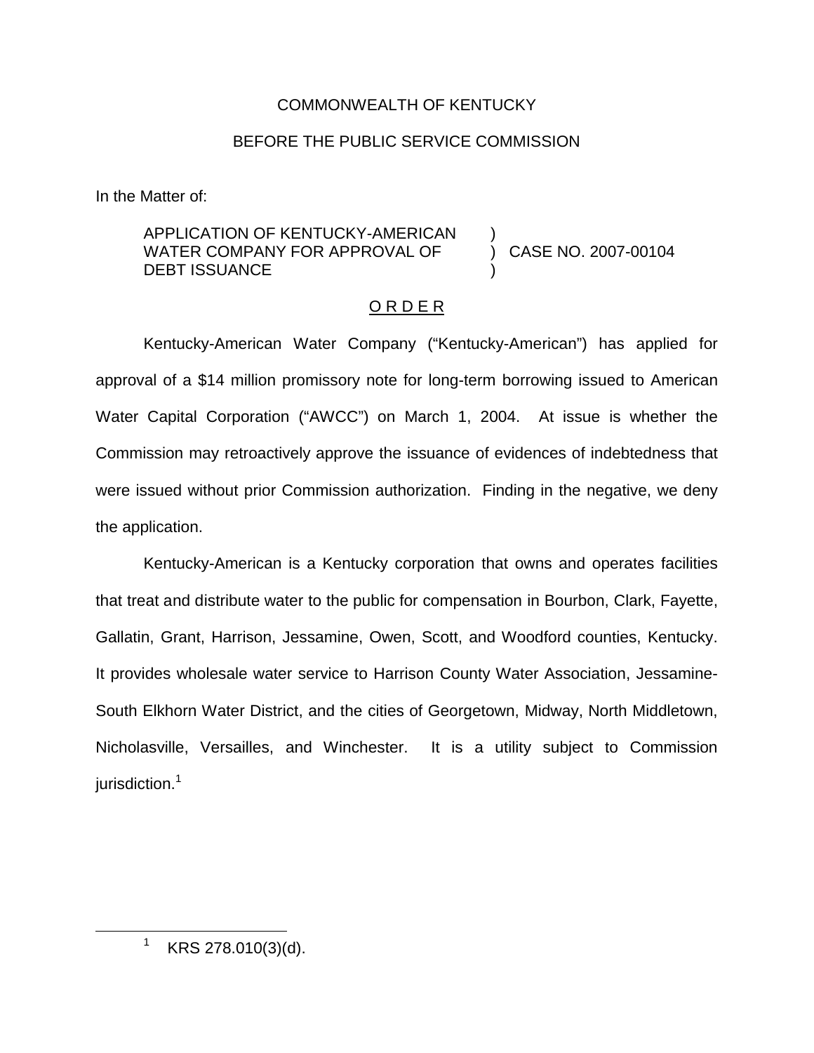COMMONWEALTH OF KENTUCKY

BEFORE THE PUBLIC SERVICE COMMISSION

In the Matter of:

| | | |
|---|---|---|
| APPLICATION OF KENTUCKY-AMERICAN WATER COMPANY FOR APPROVAL OF DEBT ISSUANCE | ) ) ) | CASE NO. 2007-00104 |

<u>O R D E R</u>

Kentucky-American Water Company ("Kentucky-American") has applied for approval of a $14 million promissory note for long-term borrowing issued to American Water Capital Corporation ("AWCC") on March 1, 2004. At issue is whether the Commission may retroactively approve the issuance of evidences of indebtedness that were issued without prior Commission authorization. Finding in the negative, we deny the application.

Kentucky-American is a Kentucky corporation that owns and operates facilities that treat and distribute water to the public for compensation in Bourbon, Clark, Fayette, Gallatin, Grant, Harrison, Jessamine, Owen, Scott, and Woodford counties, Kentucky. It provides wholesale water service to Harrison County Water Association, Jessamine-South Elkhorn Water District, and the cities of Georgetown, Midway, North Middletown, Nicholasville, Versailles, and Winchester. It is a utility subject to Commission jurisdiction.[1]

---

[1] KRS 278.010(3)(d).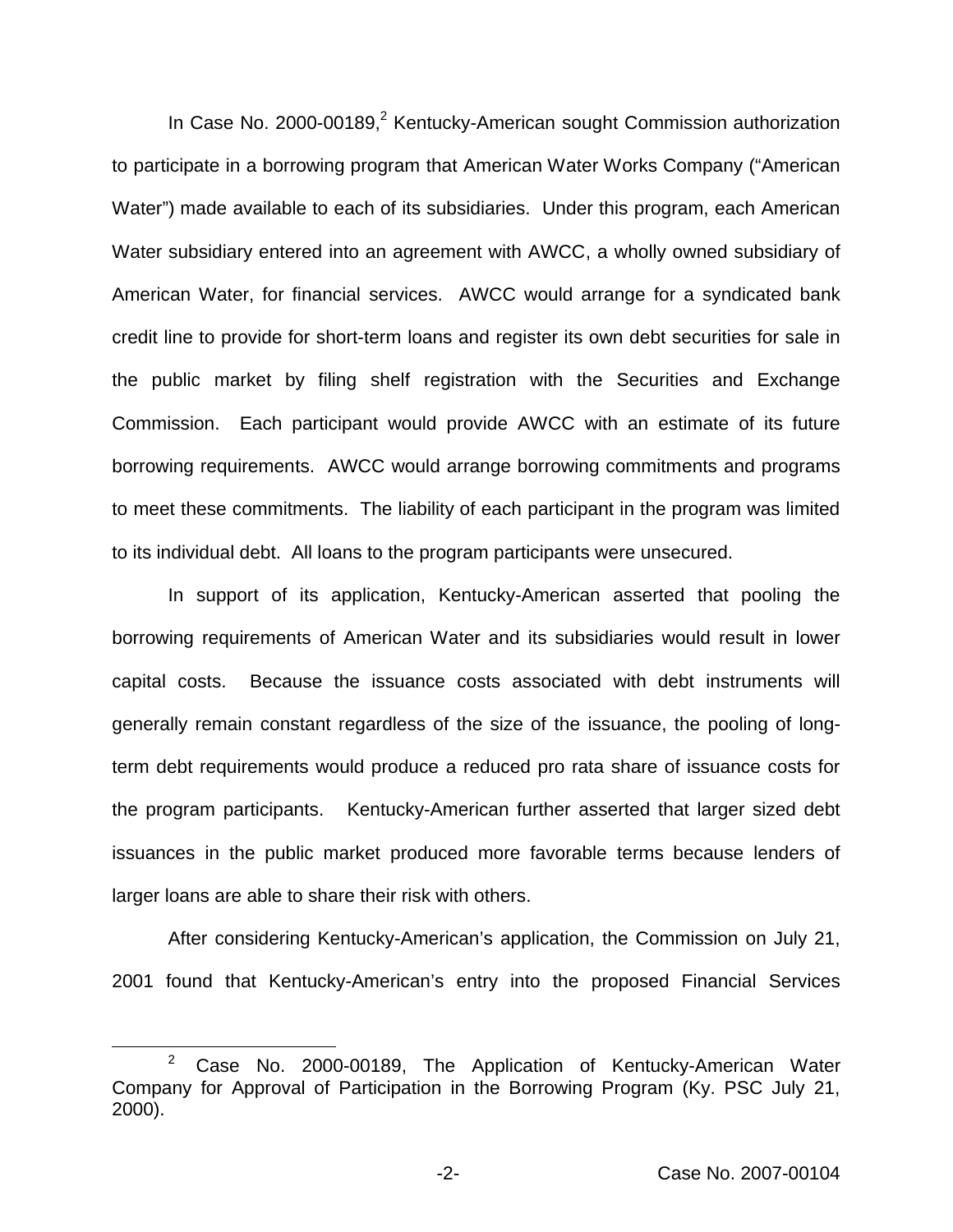In Case No. 2000-00189,[2] Kentucky-American sought Commission authorization to participate in a borrowing program that American Water Works Company ("American Water") made available to each of its subsidiaries. Under this program, each American Water subsidiary entered into an agreement with AWCC, a wholly owned subsidiary of American Water, for financial services. AWCC would arrange for a syndicated bank credit line to provide for short-term loans and register its own debt securities for sale in the public market by filing shelf registration with the Securities and Exchange Commission. Each participant would provide AWCC with an estimate of its future borrowing requirements. AWCC would arrange borrowing commitments and programs to meet these commitments. The liability of each participant in the program was limited to its individual debt. All loans to the program participants were unsecured.

In support of its application, Kentucky-American asserted that pooling the borrowing requirements of American Water and its subsidiaries would result in lower capital costs. Because the issuance costs associated with debt instruments will generally remain constant regardless of the size of the issuance, the pooling of long-term debt requirements would produce a reduced pro rata share of issuance costs for the program participants. Kentucky-American further asserted that larger sized debt issuances in the public market produced more favorable terms because lenders of larger loans are able to share their risk with others.

After considering Kentucky-American's application, the Commission on July 21, 2001 found that Kentucky-American's entry into the proposed Financial Services

[2] Case No. 2000-00189, The Application of Kentucky-American Water Company for Approval of Participation in the Borrowing Program (Ky. PSC July 21, 2000).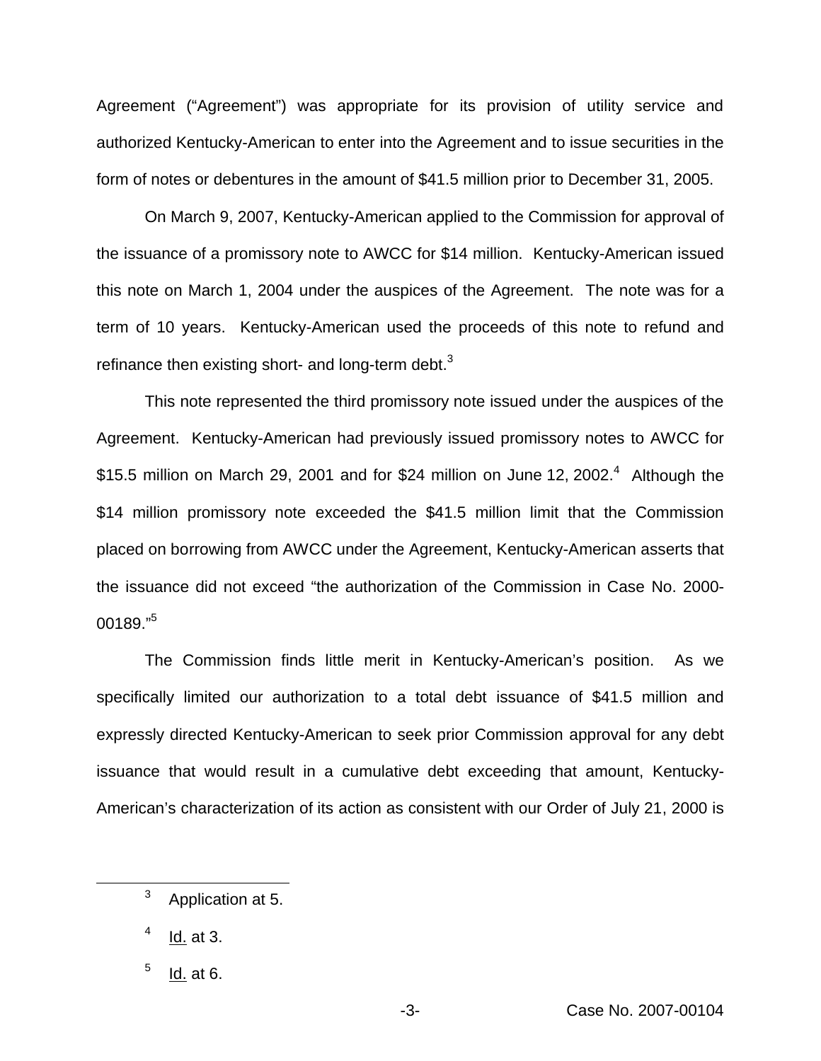Agreement ("Agreement") was appropriate for its provision of utility service and authorized Kentucky-American to enter into the Agreement and to issue securities in the form of notes or debentures in the amount of $41.5 million prior to December 31, 2005.

On March 9, 2007, Kentucky-American applied to the Commission for approval of the issuance of a promissory note to AWCC for $14 million. Kentucky-American issued this note on March 1, 2004 under the auspices of the Agreement. The note was for a term of 10 years. Kentucky-American used the proceeds of this note to refund and refinance then existing short- and long-term debt.[3]

This note represented the third promissory note issued under the auspices of the Agreement. Kentucky-American had previously issued promissory notes to AWCC for $15.5 million on March 29, 2001 and for $24 million on June 12, 2002.[4] Although the $14 million promissory note exceeded the $41.5 million limit that the Commission placed on borrowing from AWCC under the Agreement, Kentucky-American asserts that the issuance did not exceed "the authorization of the Commission in Case No. 2000-00189."[5]

The Commission finds little merit in Kentucky-American's position. As we specifically limited our authorization to a total debt issuance of $41.5 million and expressly directed Kentucky-American to seek prior Commission approval for any debt issuance that would result in a cumulative debt exceeding that amount, Kentucky-American's characterization of its action as consistent with our Order of July 21, 2000 is

---

[3] Application at 5.

[4] Id. at 3.

[5] Id. at 6.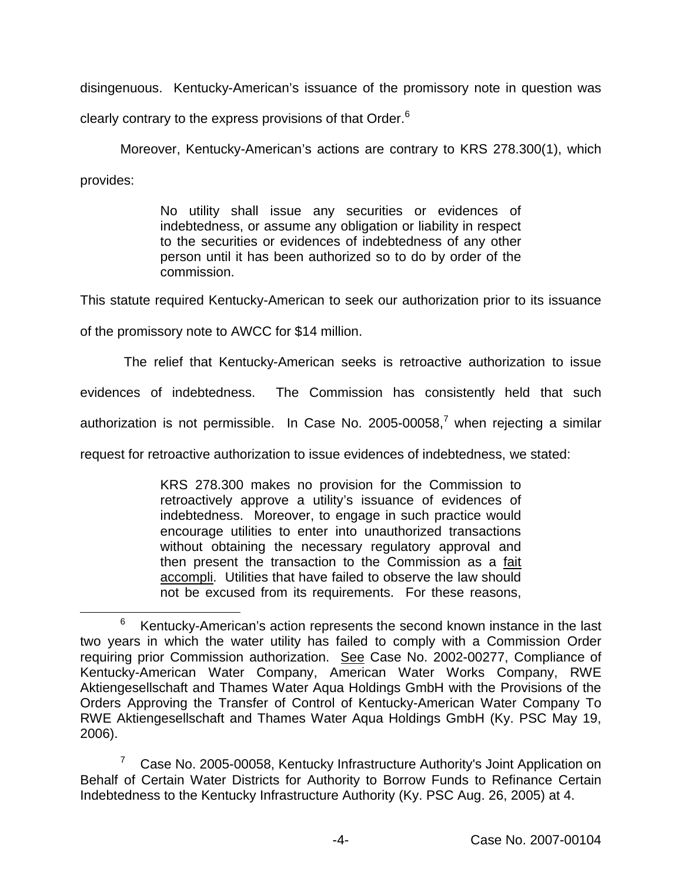disingenuous. Kentucky-American's issuance of the promissory note in question was clearly contrary to the express provisions of that Order.[6]

Moreover, Kentucky-American's actions are contrary to KRS 278.300(1), which provides:

> No utility shall issue any securities or evidences of indebtedness, or assume any obligation or liability in respect to the securities or evidences of indebtedness of any other person until it has been authorized so to do by order of the commission.

This statute required Kentucky-American to seek our authorization prior to its issuance of the promissory note to AWCC for $14 million.

The relief that Kentucky-American seeks is retroactive authorization to issue evidences of indebtedness. The Commission has consistently held that such authorization is not permissible. In Case No. 2005-00058,[7] when rejecting a similar request for retroactive authorization to issue evidences of indebtedness, we stated:

> KRS 278.300 makes no provision for the Commission to retroactively approve a utility's issuance of evidences of indebtedness. Moreover, to engage in such practice would encourage utilities to enter into unauthorized transactions without obtaining the necessary regulatory approval and then present the transaction to the Commission as a fait accompli. Utilities that have failed to observe the law should not be excused from its requirements. For these reasons,

[6] Kentucky-American's action represents the second known instance in the last two years in which the water utility has failed to comply with a Commission Order requiring prior Commission authorization. See Case No. 2002-00277, Compliance of Kentucky-American Water Company, American Water Works Company, RWE Aktiengesellschaft and Thames Water Aqua Holdings GmbH with the Provisions of the Orders Approving the Transfer of Control of Kentucky-American Water Company To RWE Aktiengesellschaft and Thames Water Aqua Holdings GmbH (Ky. PSC May 19, 2006).

[7] Case No. 2005-00058, Kentucky Infrastructure Authority's Joint Application on Behalf of Certain Water Districts for Authority to Borrow Funds to Refinance Certain Indebtedness to the Kentucky Infrastructure Authority (Ky. PSC Aug. 26, 2005) at 4.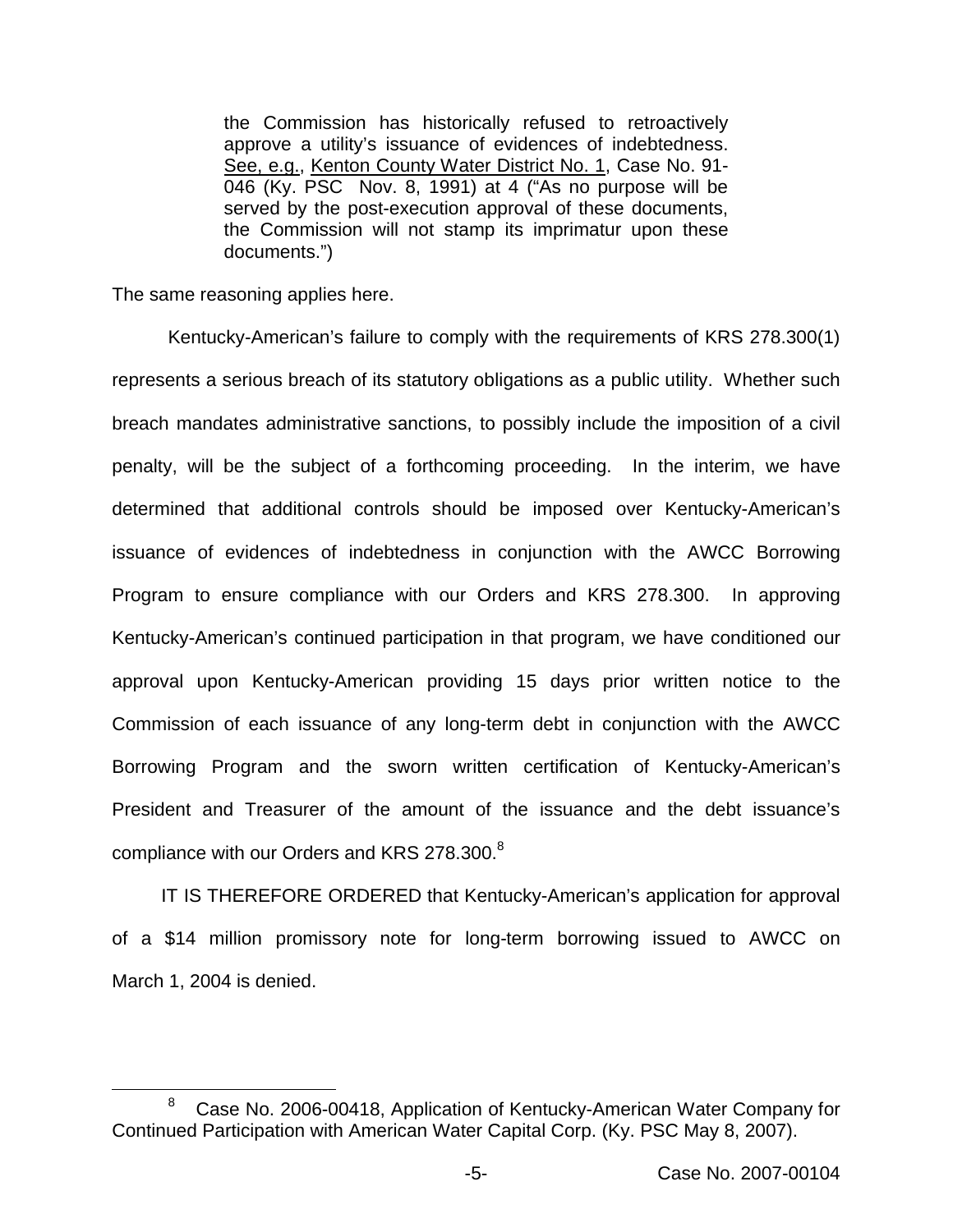> the Commission has historically refused to retroactively approve a utility's issuance of evidences of indebtedness. See, e.g., Kenton County Water District No. 1, Case No. 91-046 (Ky. PSC Nov. 8, 1991) at 4 ("As no purpose will be served by the post-execution approval of these documents, the Commission will not stamp its imprimatur upon these documents.")

The same reasoning applies here.

Kentucky-American's failure to comply with the requirements of KRS 278.300(1) represents a serious breach of its statutory obligations as a public utility. Whether such breach mandates administrative sanctions, to possibly include the imposition of a civil penalty, will be the subject of a forthcoming proceeding. In the interim, we have determined that additional controls should be imposed over Kentucky-American's issuance of evidences of indebtedness in conjunction with the AWCC Borrowing Program to ensure compliance with our Orders and KRS 278.300. In approving Kentucky-American's continued participation in that program, we have conditioned our approval upon Kentucky-American providing 15 days prior written notice to the Commission of each issuance of any long-term debt in conjunction with the AWCC Borrowing Program and the sworn written certification of Kentucky-American's President and Treasurer of the amount of the issuance and the debt issuance's compliance with our Orders and KRS 278.300.[8]

IT IS THEREFORE ORDERED that Kentucky-American's application for approval of a \$14 million promissory note for long-term borrowing issued to AWCC on March 1, 2004 is denied.

---

[8] Case No. 2006-00418, Application of Kentucky-American Water Company for Continued Participation with American Water Capital Corp. (Ky. PSC May 8, 2007).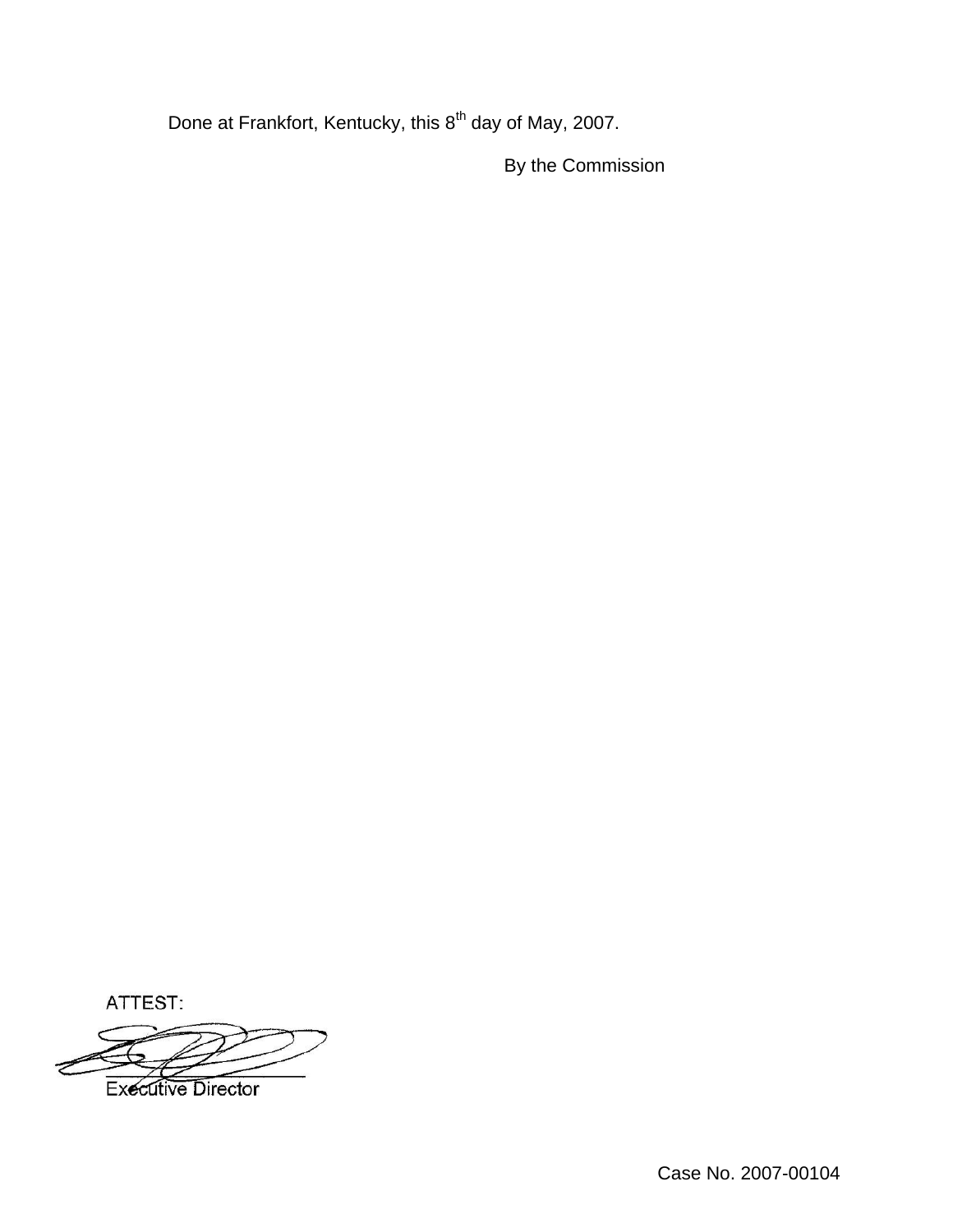Done at Frankfort, Kentucky, this 8th day of May, 2007.

By the Commission

ATTEST:

Executive Director

Case No. 2007-00104